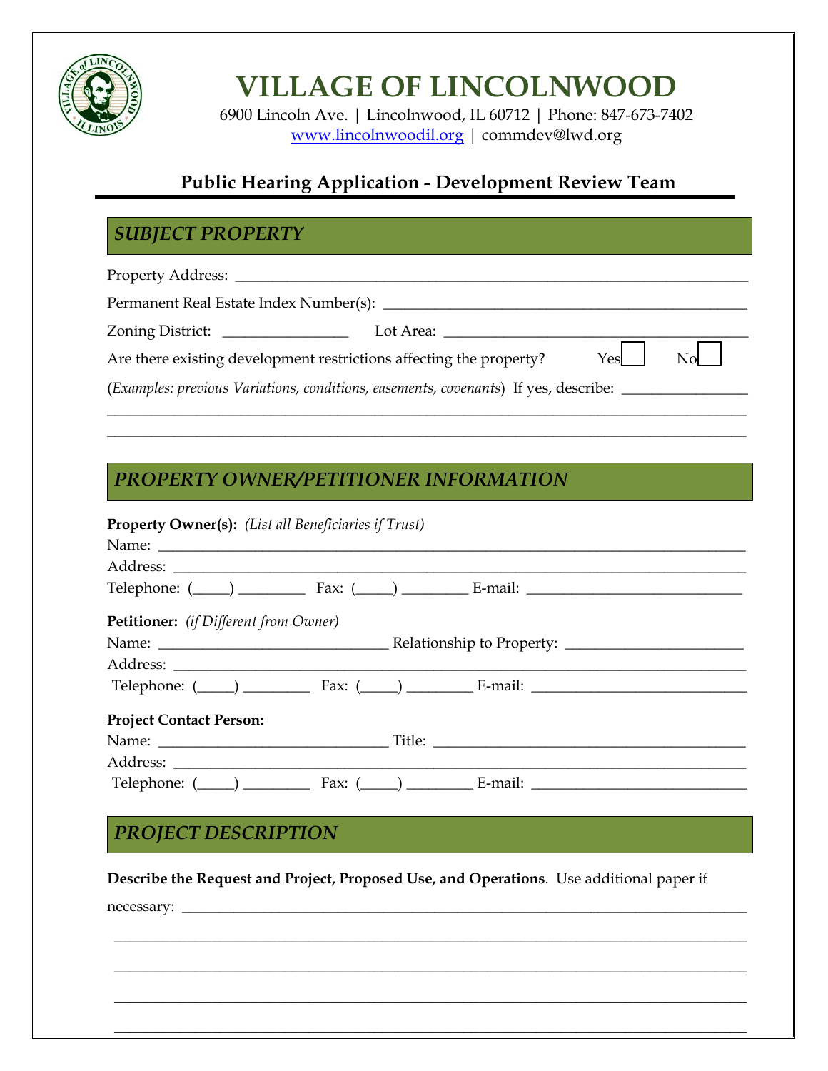# VILLAGE OF LINCOLNWOOD

6900 Lincoln Ave. | Lincolnwood, IL 60712 | Phone: 847-673-7402
www.lincolnwoodil.org | commdev@lwd.org

## Public Hearing Application - Development Review Team

### *SUBJECT PROPERTY*

Property Address: ____________________________________________________________

Permanent Real Estate Index Number(s): ________________________________________

Zoning District: ________________ Lot Area: ____________________________________

Are there existing development restrictions affecting the property? Yes ☐ No ☐

(*Examples: previous Variations, conditions, easements, covenants*) If yes, describe: ________________

______________________________________________________________________________

______________________________________________________________________________

### *PROPERTY OWNER/PETITIONER INFORMATION*

**Property Owner(s):** *(List all Beneficiaries if Trust)*
Name: ________________________________________________________________________
Address: ______________________________________________________________________
Telephone: (_____) _________ Fax: (_____) _________ E-mail: ____________________________

**Petitioner:** *(if Different from Owner)*
Name: ______________________________ Relationship to Property: _______________________
Address: ______________________________________________________________________
Telephone: (_____) _________ Fax: (_____) _________ E-mail: ____________________________

**Project Contact Person:**
Name: ______________________________ Title: __________________________________________
Address: ______________________________________________________________________
Telephone: (_____) _________ Fax: (_____) _________ E-mail: ____________________________

### *PROJECT DESCRIPTION*

**Describe the Request and Project, Proposed Use, and Operations**. Use additional paper if necessary: ________________________________________________________________________

______________________________________________________________________________

______________________________________________________________________________

______________________________________________________________________________

______________________________________________________________________________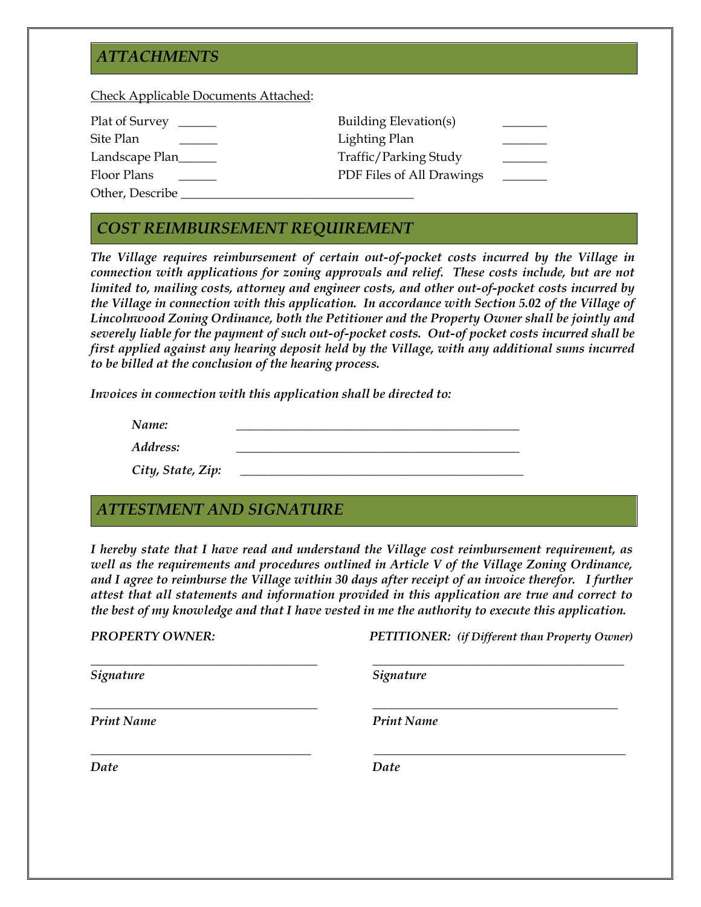## *ATTACHMENTS*

Check Applicable Documents Attached:

| | | | |
|---|---|---|---|
| Plat of Survey | ______ | Building Elevation(s) | _______ |
| Site Plan | ______ | Lighting Plan | _______ |
| Landscape Plan | ______ | Traffic/Parking Study | _______ |
| Floor Plans | ______ | PDF Files of All Drawings | _______ |

Other, Describe ____________________________________

## *COST REIMBURSEMENT REQUIREMENT*

***The Village requires reimbursement of certain out-of-pocket costs incurred by the Village in connection with applications for zoning approvals and relief. These costs include, but are not limited to, mailing costs, attorney and engineer costs, and other out-of-pocket costs incurred by the Village in connection with this application. In accordance with Section 5.02 of the Village of Lincolnwood Zoning Ordinance, both the Petitioner and the Property Owner shall be jointly and severely liable for the payment of such out-of-pocket costs. Out-of pocket costs incurred shall be first applied against any hearing deposit held by the Village, with any additional sums incurred to be billed at the conclusion of the hearing process.***

***Invoices in connection with this application shall be directed to:***

***Name:*** ____________________________________________

***Address:*** ____________________________________________

***City, State, Zip:*** ____________________________________________

## *ATTESTMENT AND SIGNATURE*

***I hereby state that I have read and understand the Village cost reimbursement requirement, as well as the requirements and procedures outlined in Article V of the Village Zoning Ordinance, and I agree to reimburse the Village within 30 days after receipt of an invoice therefor. I further attest that all statements and information provided in this application are true and correct to the best of my knowledge and that I have vested in me the authority to execute this application.***

| ***PROPERTY OWNER:*** | ***PETITIONER:*** *(if Different than Property Owner)* |
|---|---|
| ___________________________________ | ___________________________________ |
| ***Signature*** | ***Signature*** |
| ___________________________________ | ___________________________________ |
| ***Print Name*** | ***Print Name*** |
| ___________________________________ | ___________________________________ |
| ***Date*** | ***Date*** |